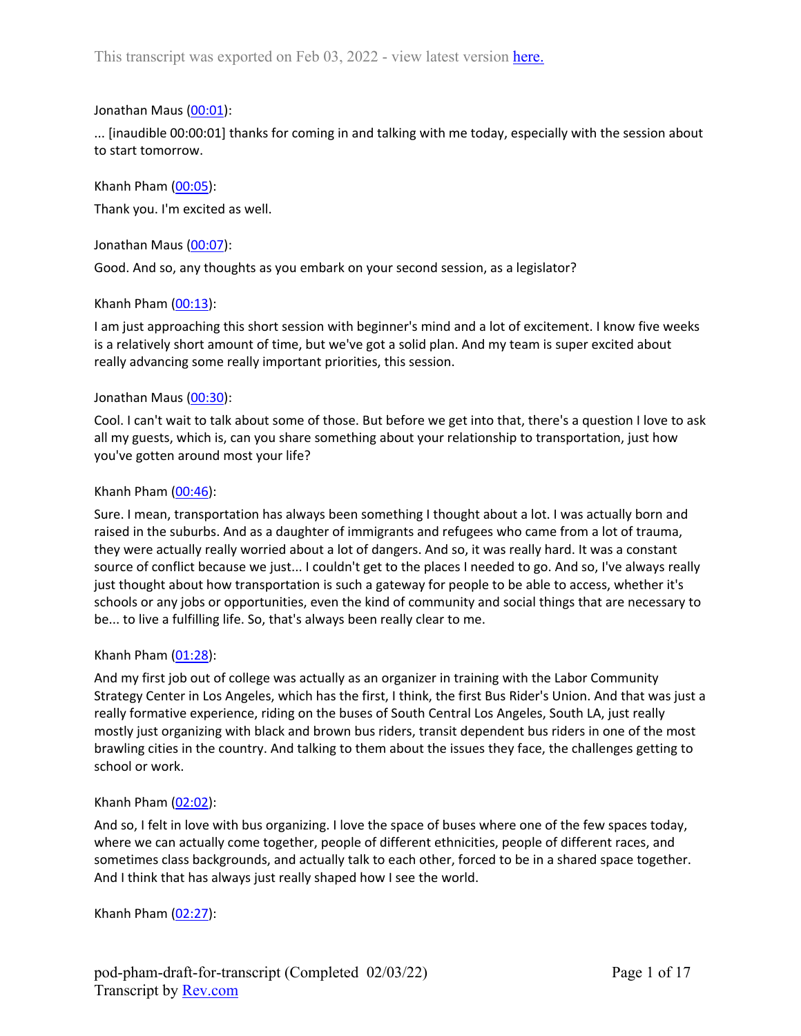This transcript was exported on Feb 03, 2022 - view latest version [here.](#)

Jonathan Maus ([00:01](#)):

... [inaudible 00:00:01] thanks for coming in and talking with me today, especially with the session about to start tomorrow.

Khanh Pham ([00:05](#)):

Thank you. I'm excited as well.

Jonathan Maus ([00:07](#)):

Good. And so, any thoughts as you embark on your second session, as a legislator?

Khanh Pham ([00:13](#)):

I am just approaching this short session with beginner's mind and a lot of excitement. I know five weeks is a relatively short amount of time, but we've got a solid plan. And my team is super excited about really advancing some really important priorities, this session.

Jonathan Maus ([00:30](#)):

Cool. I can't wait to talk about some of those. But before we get into that, there's a question I love to ask all my guests, which is, can you share something about your relationship to transportation, just how you've gotten around most your life?

Khanh Pham ([00:46](#)):

Sure. I mean, transportation has always been something I thought about a lot. I was actually born and raised in the suburbs. And as a daughter of immigrants and refugees who came from a lot of trauma, they were actually really worried about a lot of dangers. And so, it was really hard. It was a constant source of conflict because we just... I couldn't get to the places I needed to go. And so, I've always really just thought about how transportation is such a gateway for people to be able to access, whether it's schools or any jobs or opportunities, even the kind of community and social things that are necessary to be... to live a fulfilling life. So, that's always been really clear to me.

Khanh Pham ([01:28](#)):

And my first job out of college was actually as an organizer in training with the Labor Community Strategy Center in Los Angeles, which has the first, I think, the first Bus Rider's Union. And that was just a really formative experience, riding on the buses of South Central Los Angeles, South LA, just really mostly just organizing with black and brown bus riders, transit dependent bus riders in one of the most brawling cities in the country. And talking to them about the issues they face, the challenges getting to school or work.

Khanh Pham ([02:02](#)):

And so, I felt in love with bus organizing. I love the space of buses where one of the few spaces today, where we can actually come together, people of different ethnicities, people of different races, and sometimes class backgrounds, and actually talk to each other, forced to be in a shared space together. And I think that has always just really shaped how I see the world.

Khanh Pham ([02:27](#)):

pod-pham-draft-for-transcript (Completed 02/03/22)
Transcript by [Rev.com](#)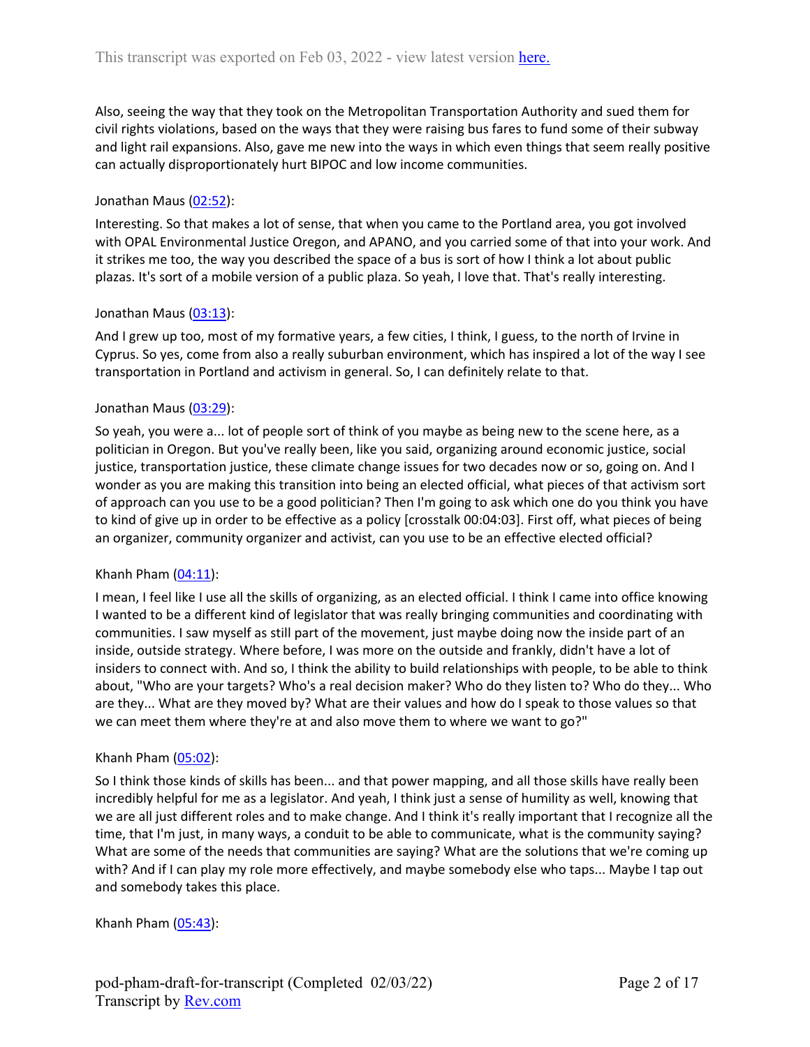Also, seeing the way that they took on the Metropolitan Transportation Authority and sued them for civil rights violations, based on the ways that they were raising bus fares to fund some of their subway and light rail expansions. Also, gave me new into the ways in which even things that seem really positive can actually disproportionately hurt BIPOC and low income communities.

Jonathan Maus (02:52):

Interesting. So that makes a lot of sense, that when you came to the Portland area, you got involved with OPAL Environmental Justice Oregon, and APANO, and you carried some of that into your work. And it strikes me too, the way you described the space of a bus is sort of how I think a lot about public plazas. It's sort of a mobile version of a public plaza. So yeah, I love that. That's really interesting.

Jonathan Maus (03:13):

And I grew up too, most of my formative years, a few cities, I think, I guess, to the north of Irvine in Cyprus. So yes, come from also a really suburban environment, which has inspired a lot of the way I see transportation in Portland and activism in general. So, I can definitely relate to that.

Jonathan Maus (03:29):

So yeah, you were a... lot of people sort of think of you maybe as being new to the scene here, as a politician in Oregon. But you've really been, like you said, organizing around economic justice, social justice, transportation justice, these climate change issues for two decades now or so, going on. And I wonder as you are making this transition into being an elected official, what pieces of that activism sort of approach can you use to be a good politician? Then I'm going to ask which one do you think you have to kind of give up in order to be effective as a policy [crosstalk 00:04:03]. First off, what pieces of being an organizer, community organizer and activist, can you use to be an effective elected official?

Khanh Pham (04:11):

I mean, I feel like I use all the skills of organizing, as an elected official. I think I came into office knowing I wanted to be a different kind of legislator that was really bringing communities and coordinating with communities. I saw myself as still part of the movement, just maybe doing now the inside part of an inside, outside strategy. Where before, I was more on the outside and frankly, didn't have a lot of insiders to connect with. And so, I think the ability to build relationships with people, to be able to think about, "Who are your targets? Who's a real decision maker? Who do they listen to? Who do they... Who are they... What are they moved by? What are their values and how do I speak to those values so that we can meet them where they're at and also move them to where we want to go?"

Khanh Pham (05:02):

So I think those kinds of skills has been... and that power mapping, and all those skills have really been incredibly helpful for me as a legislator. And yeah, I think just a sense of humility as well, knowing that we are all just different roles and to make change. And I think it's really important that I recognize all the time, that I'm just, in many ways, a conduit to be able to communicate, what is the community saying? What are some of the needs that communities are saying? What are the solutions that we're coming up with? And if I can play my role more effectively, and maybe somebody else who taps... Maybe I tap out and somebody takes this place.

Khanh Pham (05:43):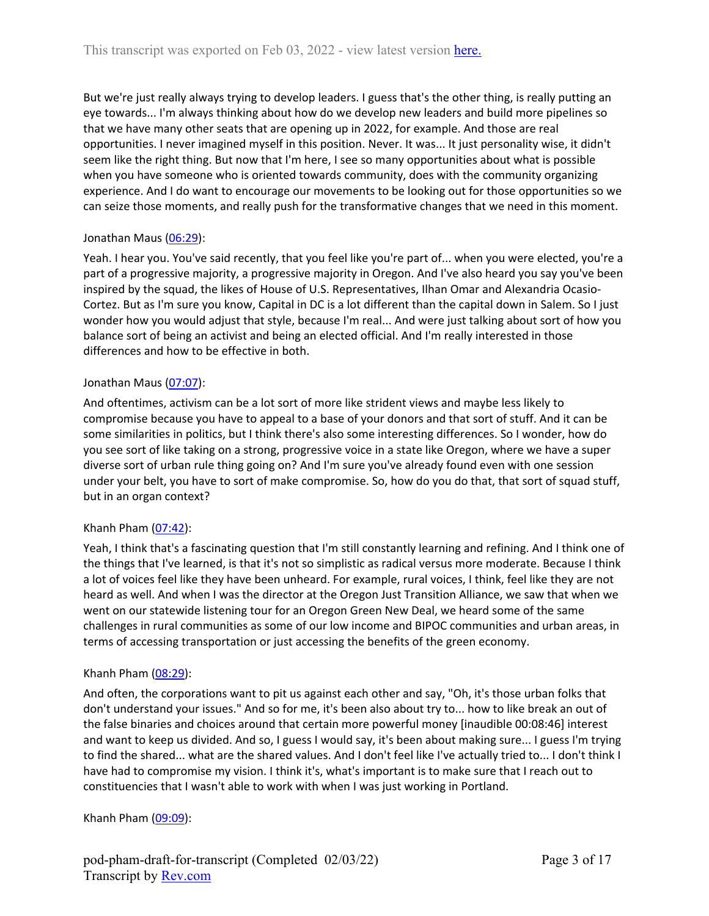But we're just really always trying to develop leaders. I guess that's the other thing, is really putting an eye towards... I'm always thinking about how do we develop new leaders and build more pipelines so that we have many other seats that are opening up in 2022, for example. And those are real opportunities. I never imagined myself in this position. Never. It was... It just personality wise, it didn't seem like the right thing. But now that I'm here, I see so many opportunities about what is possible when you have someone who is oriented towards community, does with the community organizing experience. And I do want to encourage our movements to be looking out for those opportunities so we can seize those moments, and really push for the transformative changes that we need in this moment.

Jonathan Maus ([06:29]):

Yeah. I hear you. You've said recently, that you feel like you're part of... when you were elected, you're a part of a progressive majority, a progressive majority in Oregon. And I've also heard you say you've been inspired by the squad, the likes of House of U.S. Representatives, Ilhan Omar and Alexandria Ocasio-Cortez. But as I'm sure you know, Capital in DC is a lot different than the capital down in Salem. So I just wonder how you would adjust that style, because I'm real... And were just talking about sort of how you balance sort of being an activist and being an elected official. And I'm really interested in those differences and how to be effective in both.

Jonathan Maus ([07:07]):

And oftentimes, activism can be a lot sort of more like strident views and maybe less likely to compromise because you have to appeal to a base of your donors and that sort of stuff. And it can be some similarities in politics, but I think there's also some interesting differences. So I wonder, how do you see sort of like taking on a strong, progressive voice in a state like Oregon, where we have a super diverse sort of urban rule thing going on? And I'm sure you've already found even with one session under your belt, you have to sort of make compromise. So, how do you do that, that sort of squad stuff, but in an organ context?

Khanh Pham ([07:42]):

Yeah, I think that's a fascinating question that I'm still constantly learning and refining. And I think one of the things that I've learned, is that it's not so simplistic as radical versus more moderate. Because I think a lot of voices feel like they have been unheard. For example, rural voices, I think, feel like they are not heard as well. And when I was the director at the Oregon Just Transition Alliance, we saw that when we went on our statewide listening tour for an Oregon Green New Deal, we heard some of the same challenges in rural communities as some of our low income and BIPOC communities and urban areas, in terms of accessing transportation or just accessing the benefits of the green economy.

Khanh Pham ([08:29]):

And often, the corporations want to pit us against each other and say, "Oh, it's those urban folks that don't understand your issues." And so for me, it's been also about try to... how to like break an out of the false binaries and choices around that certain more powerful money [inaudible 00:08:46] interest and want to keep us divided. And so, I guess I would say, it's been about making sure... I guess I'm trying to find the shared... what are the shared values. And I don't feel like I've actually tried to... I don't think I have had to compromise my vision. I think it's, what's important is to make sure that I reach out to constituencies that I wasn't able to work with when I was just working in Portland.

Khanh Pham ([09:09]):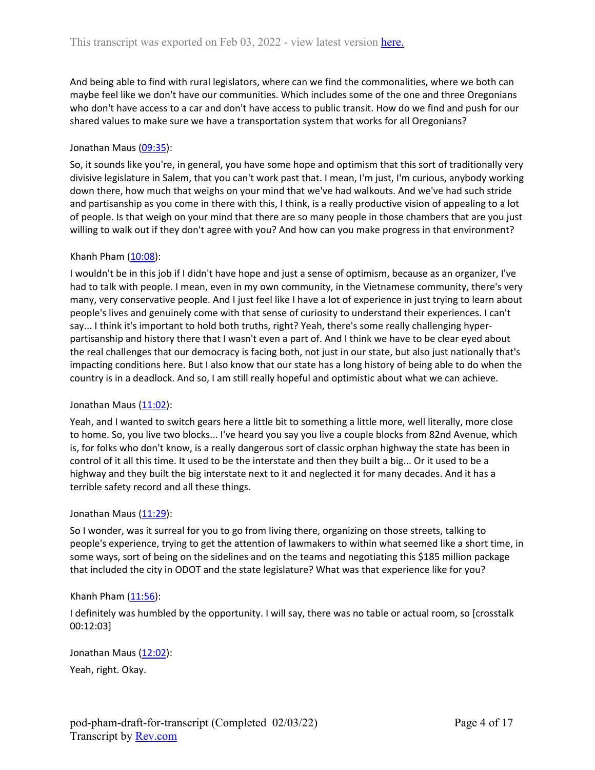And being able to find with rural legislators, where can we find the commonalities, where we both can maybe feel like we don't have our communities. Which includes some of the one and three Oregonians who don't have access to a car and don't have access to public transit. How do we find and push for our shared values to make sure we have a transportation system that works for all Oregonians?

Jonathan Maus ([09:35](#)):

So, it sounds like you're, in general, you have some hope and optimism that this sort of traditionally very divisive legislature in Salem, that you can't work past that. I mean, I'm just, I'm curious, anybody working down there, how much that weighs on your mind that we've had walkouts. And we've had such stride and partisanship as you come in there with this, I think, is a really productive vision of appealing to a lot of people. Is that weigh on your mind that there are so many people in those chambers that are you just willing to walk out if they don't agree with you? And how can you make progress in that environment?

Khanh Pham ([10:08](#)):

I wouldn't be in this job if I didn't have hope and just a sense of optimism, because as an organizer, I've had to talk with people. I mean, even in my own community, in the Vietnamese community, there's very many, very conservative people. And I just feel like I have a lot of experience in just trying to learn about people's lives and genuinely come with that sense of curiosity to understand their experiences. I can't say... I think it's important to hold both truths, right? Yeah, there's some really challenging hyper-partisanship and history there that I wasn't even a part of. And I think we have to be clear eyed about the real challenges that our democracy is facing both, not just in our state, but also just nationally that's impacting conditions here. But I also know that our state has a long history of being able to do when the country is in a deadlock. And so, I am still really hopeful and optimistic about what we can achieve.

Jonathan Maus ([11:02](#)):

Yeah, and I wanted to switch gears here a little bit to something a little more, well literally, more close to home. So, you live two blocks... I've heard you say you live a couple blocks from 82nd Avenue, which is, for folks who don't know, is a really dangerous sort of classic orphan highway the state has been in control of it all this time. It used to be the interstate and then they built a big... Or it used to be a highway and they built the big interstate next to it and neglected it for many decades. And it has a terrible safety record and all these things.

Jonathan Maus ([11:29](#)):

So I wonder, was it surreal for you to go from living there, organizing on those streets, talking to people's experience, trying to get the attention of lawmakers to within what seemed like a short time, in some ways, sort of being on the sidelines and on the teams and negotiating this $185 million package that included the city in ODOT and the state legislature? What was that experience like for you?

Khanh Pham ([11:56](#)):

I definitely was humbled by the opportunity. I will say, there was no table or actual room, so [crosstalk 00:12:03]

Jonathan Maus ([12:02](#)):

Yeah, right. Okay.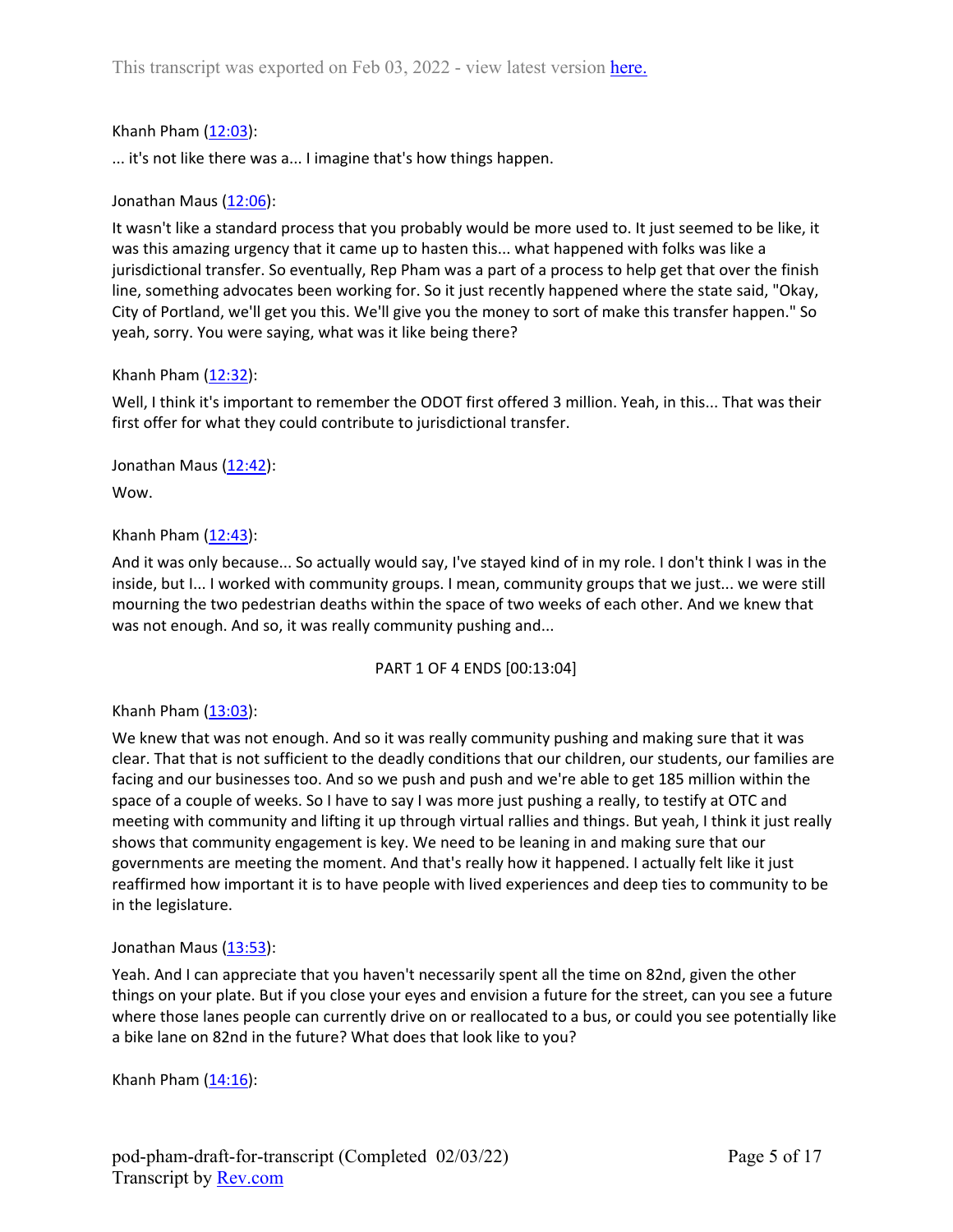Khanh Pham ([12:03](#)):

... it's not like there was a... I imagine that's how things happen.

Jonathan Maus ([12:06](#)):

It wasn't like a standard process that you probably would be more used to. It just seemed to be like, it was this amazing urgency that it came up to hasten this... what happened with folks was like a jurisdictional transfer. So eventually, Rep Pham was a part of a process to help get that over the finish line, something advocates been working for. So it just recently happened where the state said, "Okay, City of Portland, we'll get you this. We'll give you the money to sort of make this transfer happen." So yeah, sorry. You were saying, what was it like being there?

Khanh Pham ([12:32](#)):

Well, I think it's important to remember the ODOT first offered 3 million. Yeah, in this... That was their first offer for what they could contribute to jurisdictional transfer.

Jonathan Maus ([12:42](#)):

Wow.

Khanh Pham ([12:43](#)):

And it was only because... So actually would say, I've stayed kind of in my role. I don't think I was in the inside, but I... I worked with community groups. I mean, community groups that we just... we were still mourning the two pedestrian deaths within the space of two weeks of each other. And we knew that was not enough. And so, it was really community pushing and...

PART 1 OF 4 ENDS [00:13:04]

Khanh Pham ([13:03](#)):

We knew that was not enough. And so it was really community pushing and making sure that it was clear. That that is not sufficient to the deadly conditions that our children, our students, our families are facing and our businesses too. And so we push and push and we're able to get 185 million within the space of a couple of weeks. So I have to say I was more just pushing a really, to testify at OTC and meeting with community and lifting it up through virtual rallies and things. But yeah, I think it just really shows that community engagement is key. We need to be leaning in and making sure that our governments are meeting the moment. And that's really how it happened. I actually felt like it just reaffirmed how important it is to have people with lived experiences and deep ties to community to be in the legislature.

Jonathan Maus ([13:53](#)):

Yeah. And I can appreciate that you haven't necessarily spent all the time on 82nd, given the other things on your plate. But if you close your eyes and envision a future for the street, can you see a future where those lanes people can currently drive on or reallocated to a bus, or could you see potentially like a bike lane on 82nd in the future? What does that look like to you?

Khanh Pham ([14:16](#)):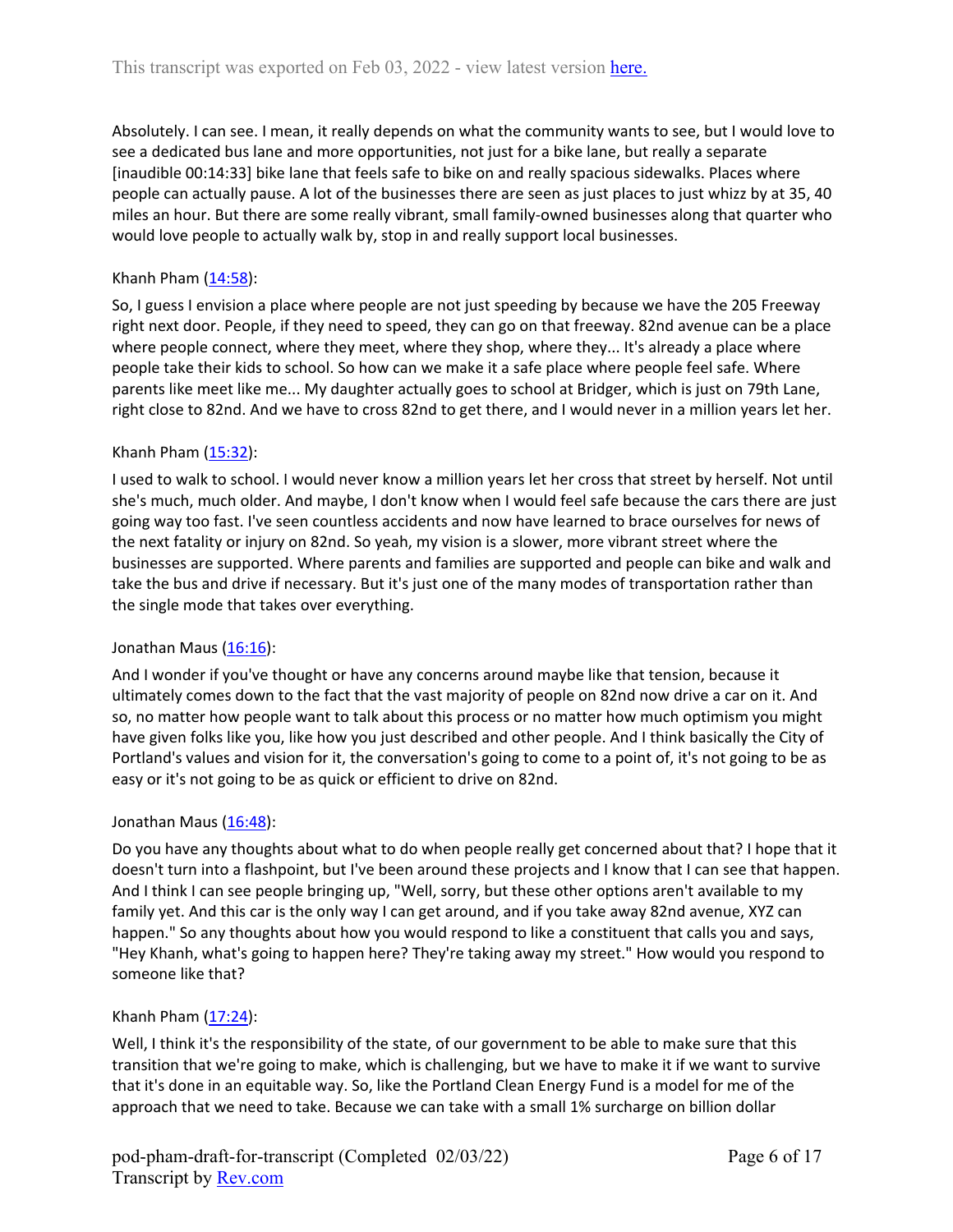Absolutely. I can see. I mean, it really depends on what the community wants to see, but I would love to see a dedicated bus lane and more opportunities, not just for a bike lane, but really a separate [inaudible 00:14:33] bike lane that feels safe to bike on and really spacious sidewalks. Places where people can actually pause. A lot of the businesses there are seen as just places to just whizz by at 35, 40 miles an hour. But there are some really vibrant, small family-owned businesses along that quarter who would love people to actually walk by, stop in and really support local businesses.

Khanh Pham (14:58):

So, I guess I envision a place where people are not just speeding by because we have the 205 Freeway right next door. People, if they need to speed, they can go on that freeway. 82nd avenue can be a place where people connect, where they meet, where they shop, where they... It's already a place where people take their kids to school. So how can we make it a safe place where people feel safe. Where parents like meet like me... My daughter actually goes to school at Bridger, which is just on 79th Lane, right close to 82nd. And we have to cross 82nd to get there, and I would never in a million years let her.

Khanh Pham (15:32):

I used to walk to school. I would never know a million years let her cross that street by herself. Not until she's much, much older. And maybe, I don't know when I would feel safe because the cars there are just going way too fast. I've seen countless accidents and now have learned to brace ourselves for news of the next fatality or injury on 82nd. So yeah, my vision is a slower, more vibrant street where the businesses are supported. Where parents and families are supported and people can bike and walk and take the bus and drive if necessary. But it's just one of the many modes of transportation rather than the single mode that takes over everything.

Jonathan Maus (16:16):

And I wonder if you've thought or have any concerns around maybe like that tension, because it ultimately comes down to the fact that the vast majority of people on 82nd now drive a car on it. And so, no matter how people want to talk about this process or no matter how much optimism you might have given folks like you, like how you just described and other people. And I think basically the City of Portland's values and vision for it, the conversation's going to come to a point of, it's not going to be as easy or it's not going to be as quick or efficient to drive on 82nd.

Jonathan Maus (16:48):

Do you have any thoughts about what to do when people really get concerned about that? I hope that it doesn't turn into a flashpoint, but I've been around these projects and I know that I can see that happen. And I think I can see people bringing up, "Well, sorry, but these other options aren't available to my family yet. And this car is the only way I can get around, and if you take away 82nd avenue, XYZ can happen." So any thoughts about how you would respond to like a constituent that calls you and says, "Hey Khanh, what's going to happen here? They're taking away my street." How would you respond to someone like that?

Khanh Pham (17:24):

Well, I think it's the responsibility of the state, of our government to be able to make sure that this transition that we're going to make, which is challenging, but we have to make it if we want to survive that it's done in an equitable way. So, like the Portland Clean Energy Fund is a model for me of the approach that we need to take. Because we can take with a small 1% surcharge on billion dollar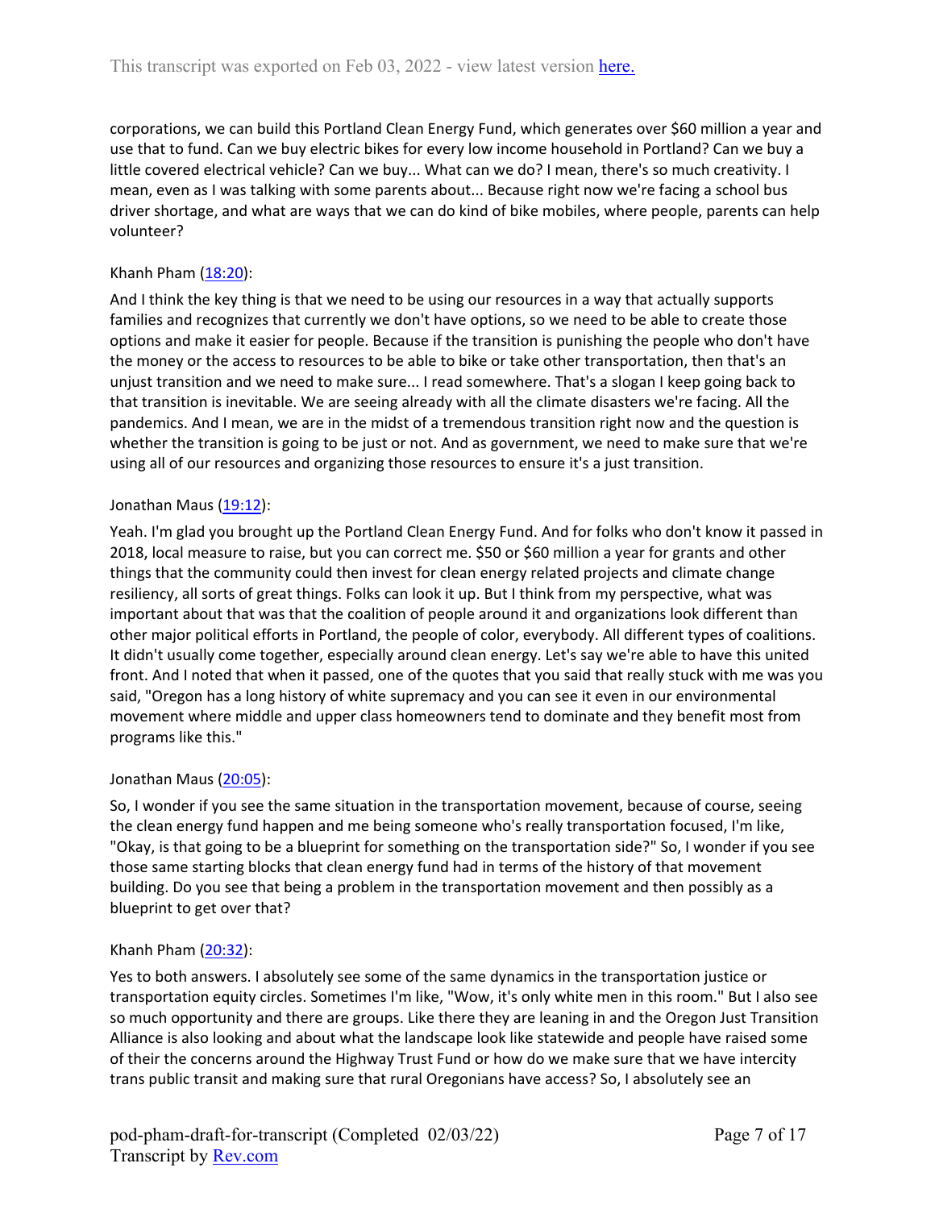corporations, we can build this Portland Clean Energy Fund, which generates over $60 million a year and use that to fund. Can we buy electric bikes for every low income household in Portland? Can we buy a little covered electrical vehicle? Can we buy... What can we do? I mean, there's so much creativity. I mean, even as I was talking with some parents about... Because right now we're facing a school bus driver shortage, and what are ways that we can do kind of bike mobiles, where people, parents can help volunteer?

Khanh Pham (18:20):

And I think the key thing is that we need to be using our resources in a way that actually supports families and recognizes that currently we don't have options, so we need to be able to create those options and make it easier for people. Because if the transition is punishing the people who don't have the money or the access to resources to be able to bike or take other transportation, then that's an unjust transition and we need to make sure... I read somewhere. That's a slogan I keep going back to that transition is inevitable. We are seeing already with all the climate disasters we're facing. All the pandemics. And I mean, we are in the midst of a tremendous transition right now and the question is whether the transition is going to be just or not. And as government, we need to make sure that we're using all of our resources and organizing those resources to ensure it's a just transition.

Jonathan Maus (19:12):

Yeah. I'm glad you brought up the Portland Clean Energy Fund. And for folks who don't know it passed in 2018, local measure to raise, but you can correct me. $50 or $60 million a year for grants and other things that the community could then invest for clean energy related projects and climate change resiliency, all sorts of great things. Folks can look it up. But I think from my perspective, what was important about that was that the coalition of people around it and organizations look different than other major political efforts in Portland, the people of color, everybody. All different types of coalitions. It didn't usually come together, especially around clean energy. Let's say we're able to have this united front. And I noted that when it passed, one of the quotes that you said that really stuck with me was you said, "Oregon has a long history of white supremacy and you can see it even in our environmental movement where middle and upper class homeowners tend to dominate and they benefit most from programs like this."

Jonathan Maus (20:05):

So, I wonder if you see the same situation in the transportation movement, because of course, seeing the clean energy fund happen and me being someone who's really transportation focused, I'm like, "Okay, is that going to be a blueprint for something on the transportation side?" So, I wonder if you see those same starting blocks that clean energy fund had in terms of the history of that movement building. Do you see that being a problem in the transportation movement and then possibly as a blueprint to get over that?

Khanh Pham (20:32):

Yes to both answers. I absolutely see some of the same dynamics in the transportation justice or transportation equity circles. Sometimes I'm like, "Wow, it's only white men in this room." But I also see so much opportunity and there are groups. Like there they are leaning in and the Oregon Just Transition Alliance is also looking and about what the landscape look like statewide and people have raised some of their the concerns around the Highway Trust Fund or how do we make sure that we have intercity trans public transit and making sure that rural Oregonians have access? So, I absolutely see an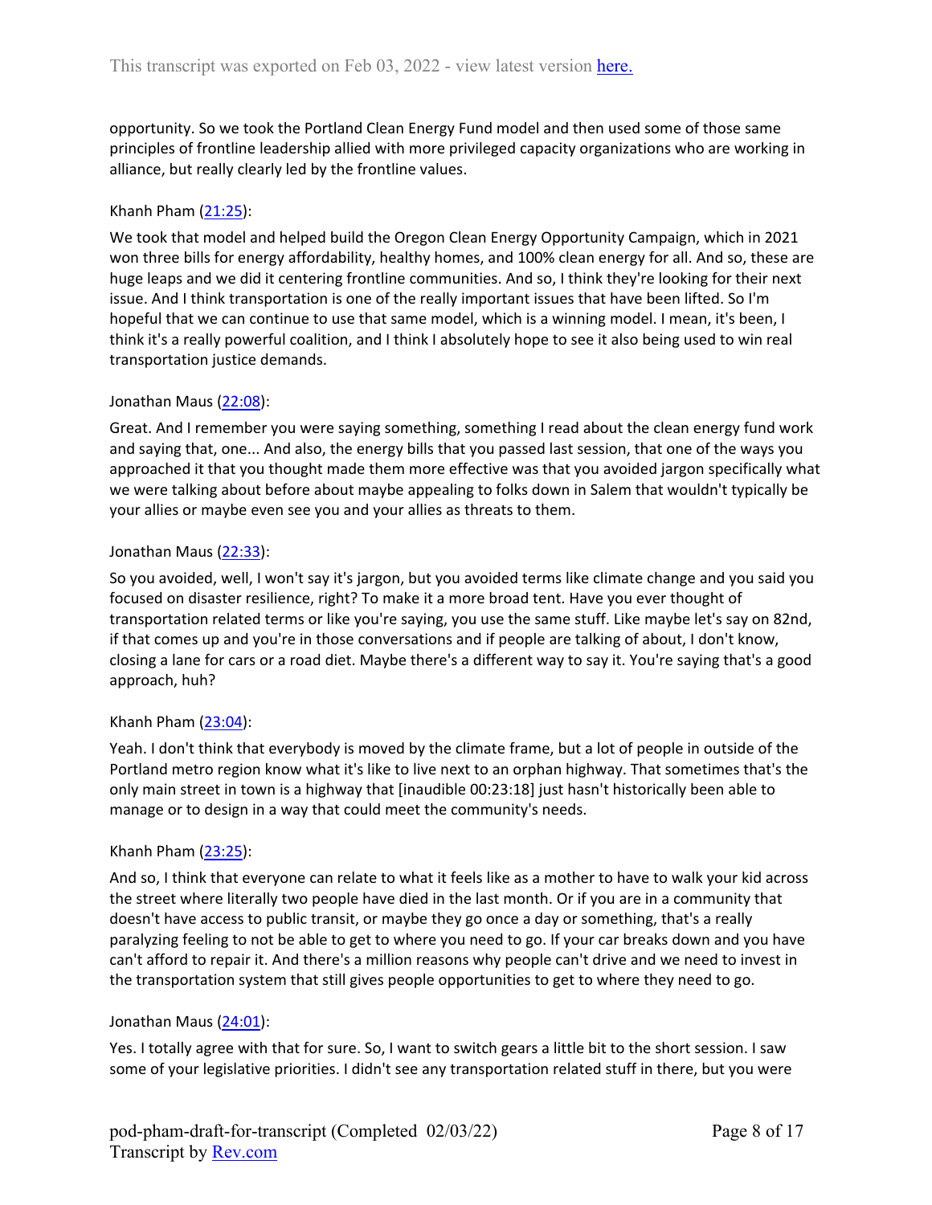opportunity. So we took the Portland Clean Energy Fund model and then used some of those same principles of frontline leadership allied with more privileged capacity organizations who are working in alliance, but really clearly led by the frontline values.

Khanh Pham (21:25):

We took that model and helped build the Oregon Clean Energy Opportunity Campaign, which in 2021 won three bills for energy affordability, healthy homes, and 100% clean energy for all. And so, these are huge leaps and we did it centering frontline communities. And so, I think they're looking for their next issue. And I think transportation is one of the really important issues that have been lifted. So I'm hopeful that we can continue to use that same model, which is a winning model. I mean, it's been, I think it's a really powerful coalition, and I think I absolutely hope to see it also being used to win real transportation justice demands.

Jonathan Maus (22:08):

Great. And I remember you were saying something, something I read about the clean energy fund work and saying that, one... And also, the energy bills that you passed last session, that one of the ways you approached it that you thought made them more effective was that you avoided jargon specifically what we were talking about before about maybe appealing to folks down in Salem that wouldn't typically be your allies or maybe even see you and your allies as threats to them.

Jonathan Maus (22:33):

So you avoided, well, I won't say it's jargon, but you avoided terms like climate change and you said you focused on disaster resilience, right? To make it a more broad tent. Have you ever thought of transportation related terms or like you're saying, you use the same stuff. Like maybe let's say on 82nd, if that comes up and you're in those conversations and if people are talking of about, I don't know, closing a lane for cars or a road diet. Maybe there's a different way to say it. You're saying that's a good approach, huh?

Khanh Pham (23:04):

Yeah. I don't think that everybody is moved by the climate frame, but a lot of people in outside of the Portland metro region know what it's like to live next to an orphan highway. That sometimes that's the only main street in town is a highway that [inaudible 00:23:18] just hasn't historically been able to manage or to design in a way that could meet the community's needs.

Khanh Pham (23:25):

And so, I think that everyone can relate to what it feels like as a mother to have to walk your kid across the street where literally two people have died in the last month. Or if you are in a community that doesn't have access to public transit, or maybe they go once a day or something, that's a really paralyzing feeling to not be able to get to where you need to go. If your car breaks down and you have can't afford to repair it. And there's a million reasons why people can't drive and we need to invest in the transportation system that still gives people opportunities to get to where they need to go.

Jonathan Maus (24:01):

Yes. I totally agree with that for sure. So, I want to switch gears a little bit to the short session. I saw some of your legislative priorities. I didn't see any transportation related stuff in there, but you were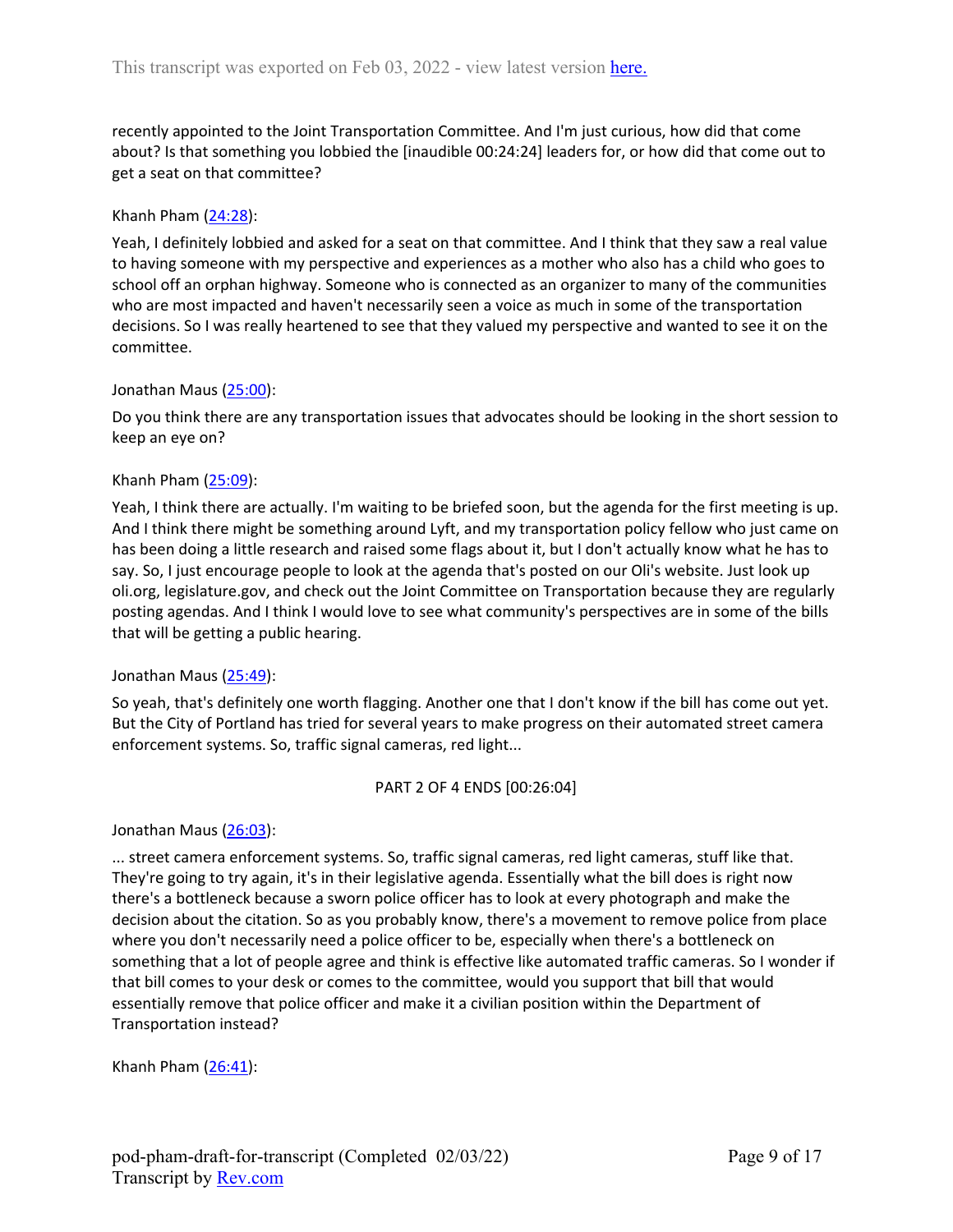recently appointed to the Joint Transportation Committee. And I'm just curious, how did that come about? Is that something you lobbied the [inaudible 00:24:24] leaders for, or how did that come out to get a seat on that committee?

Khanh Pham ([24:28](#)):

Yeah, I definitely lobbied and asked for a seat on that committee. And I think that they saw a real value to having someone with my perspective and experiences as a mother who also has a child who goes to school off an orphan highway. Someone who is connected as an organizer to many of the communities who are most impacted and haven't necessarily seen a voice as much in some of the transportation decisions. So I was really heartened to see that they valued my perspective and wanted to see it on the committee.

Jonathan Maus ([25:00](#)):

Do you think there are any transportation issues that advocates should be looking in the short session to keep an eye on?

Khanh Pham ([25:09](#)):

Yeah, I think there are actually. I'm waiting to be briefed soon, but the agenda for the first meeting is up. And I think there might be something around Lyft, and my transportation policy fellow who just came on has been doing a little research and raised some flags about it, but I don't actually know what he has to say. So, I just encourage people to look at the agenda that's posted on our Oli's website. Just look up oli.org, legislature.gov, and check out the Joint Committee on Transportation because they are regularly posting agendas. And I think I would love to see what community's perspectives are in some of the bills that will be getting a public hearing.

Jonathan Maus ([25:49](#)):

So yeah, that's definitely one worth flagging. Another one that I don't know if the bill has come out yet. But the City of Portland has tried for several years to make progress on their automated street camera enforcement systems. So, traffic signal cameras, red light...

PART 2 OF 4 ENDS [00:26:04]

Jonathan Maus ([26:03](#)):

... street camera enforcement systems. So, traffic signal cameras, red light cameras, stuff like that. They're going to try again, it's in their legislative agenda. Essentially what the bill does is right now there's a bottleneck because a sworn police officer has to look at every photograph and make the decision about the citation. So as you probably know, there's a movement to remove police from place where you don't necessarily need a police officer to be, especially when there's a bottleneck on something that a lot of people agree and think is effective like automated traffic cameras. So I wonder if that bill comes to your desk or comes to the committee, would you support that bill that would essentially remove that police officer and make it a civilian position within the Department of Transportation instead?

Khanh Pham ([26:41](#)):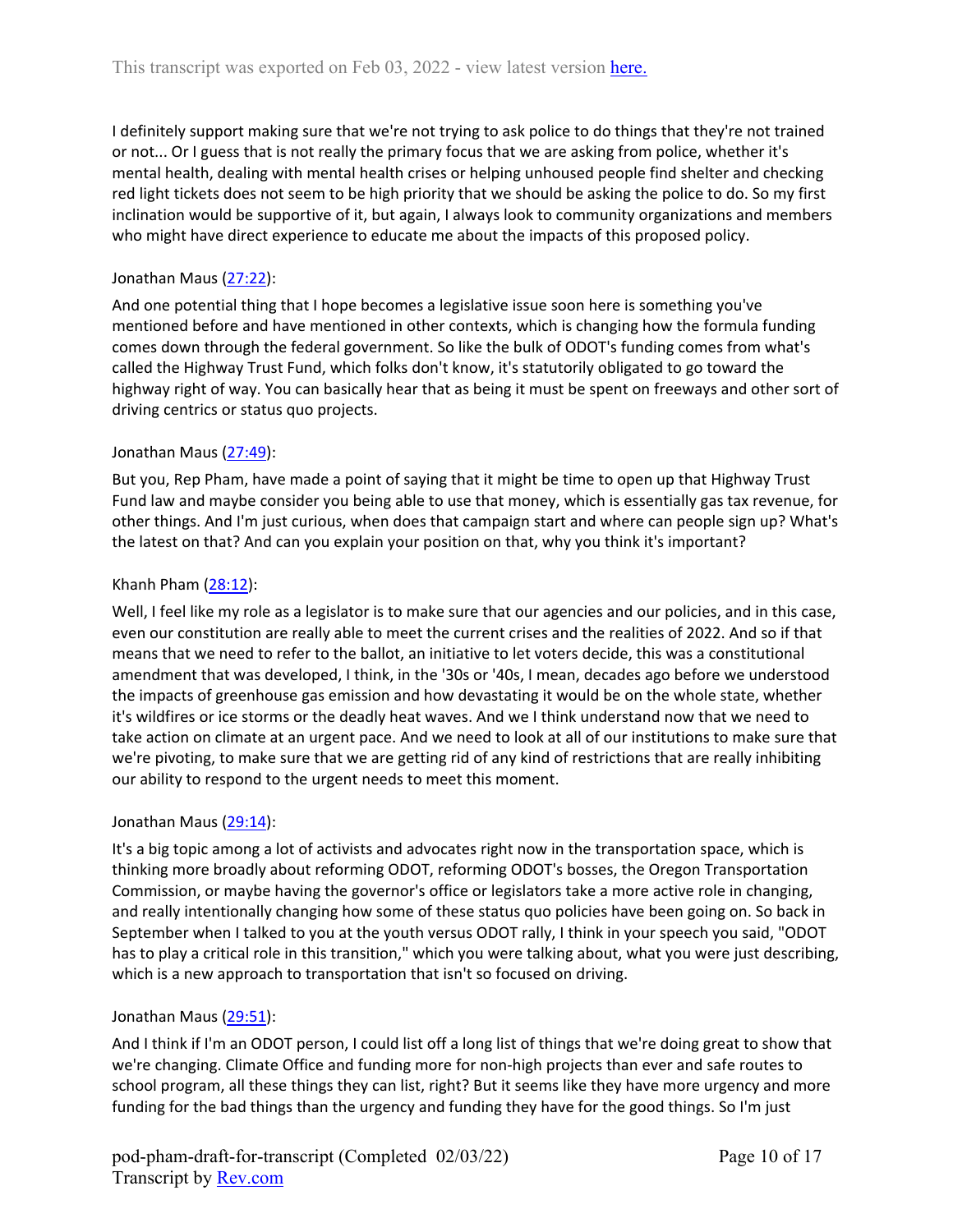I definitely support making sure that we're not trying to ask police to do things that they're not trained or not... Or I guess that is not really the primary focus that we are asking from police, whether it's mental health, dealing with mental health crises or helping unhoused people find shelter and checking red light tickets does not seem to be high priority that we should be asking the police to do. So my first inclination would be supportive of it, but again, I always look to community organizations and members who might have direct experience to educate me about the impacts of this proposed policy.

Jonathan Maus (27:22):

And one potential thing that I hope becomes a legislative issue soon here is something you've mentioned before and have mentioned in other contexts, which is changing how the formula funding comes down through the federal government. So like the bulk of ODOT's funding comes from what's called the Highway Trust Fund, which folks don't know, it's statutorily obligated to go toward the highway right of way. You can basically hear that as being it must be spent on freeways and other sort of driving centrics or status quo projects.

Jonathan Maus (27:49):

But you, Rep Pham, have made a point of saying that it might be time to open up that Highway Trust Fund law and maybe consider you being able to use that money, which is essentially gas tax revenue, for other things. And I'm just curious, when does that campaign start and where can people sign up? What's the latest on that? And can you explain your position on that, why you think it's important?

Khanh Pham (28:12):

Well, I feel like my role as a legislator is to make sure that our agencies and our policies, and in this case, even our constitution are really able to meet the current crises and the realities of 2022. And so if that means that we need to refer to the ballot, an initiative to let voters decide, this was a constitutional amendment that was developed, I think, in the '30s or '40s, I mean, decades ago before we understood the impacts of greenhouse gas emission and how devastating it would be on the whole state, whether it's wildfires or ice storms or the deadly heat waves. And we I think understand now that we need to take action on climate at an urgent pace. And we need to look at all of our institutions to make sure that we're pivoting, to make sure that we are getting rid of any kind of restrictions that are really inhibiting our ability to respond to the urgent needs to meet this moment.

Jonathan Maus (29:14):

It's a big topic among a lot of activists and advocates right now in the transportation space, which is thinking more broadly about reforming ODOT, reforming ODOT's bosses, the Oregon Transportation Commission, or maybe having the governor's office or legislators take a more active role in changing, and really intentionally changing how some of these status quo policies have been going on. So back in September when I talked to you at the youth versus ODOT rally, I think in your speech you said, "ODOT has to play a critical role in this transition," which you were talking about, what you were just describing, which is a new approach to transportation that isn't so focused on driving.

Jonathan Maus (29:51):

And I think if I'm an ODOT person, I could list off a long list of things that we're doing great to show that we're changing. Climate Office and funding more for non-high projects than ever and safe routes to school program, all these things they can list, right? But it seems like they have more urgency and more funding for the bad things than the urgency and funding they have for the good things. So I'm just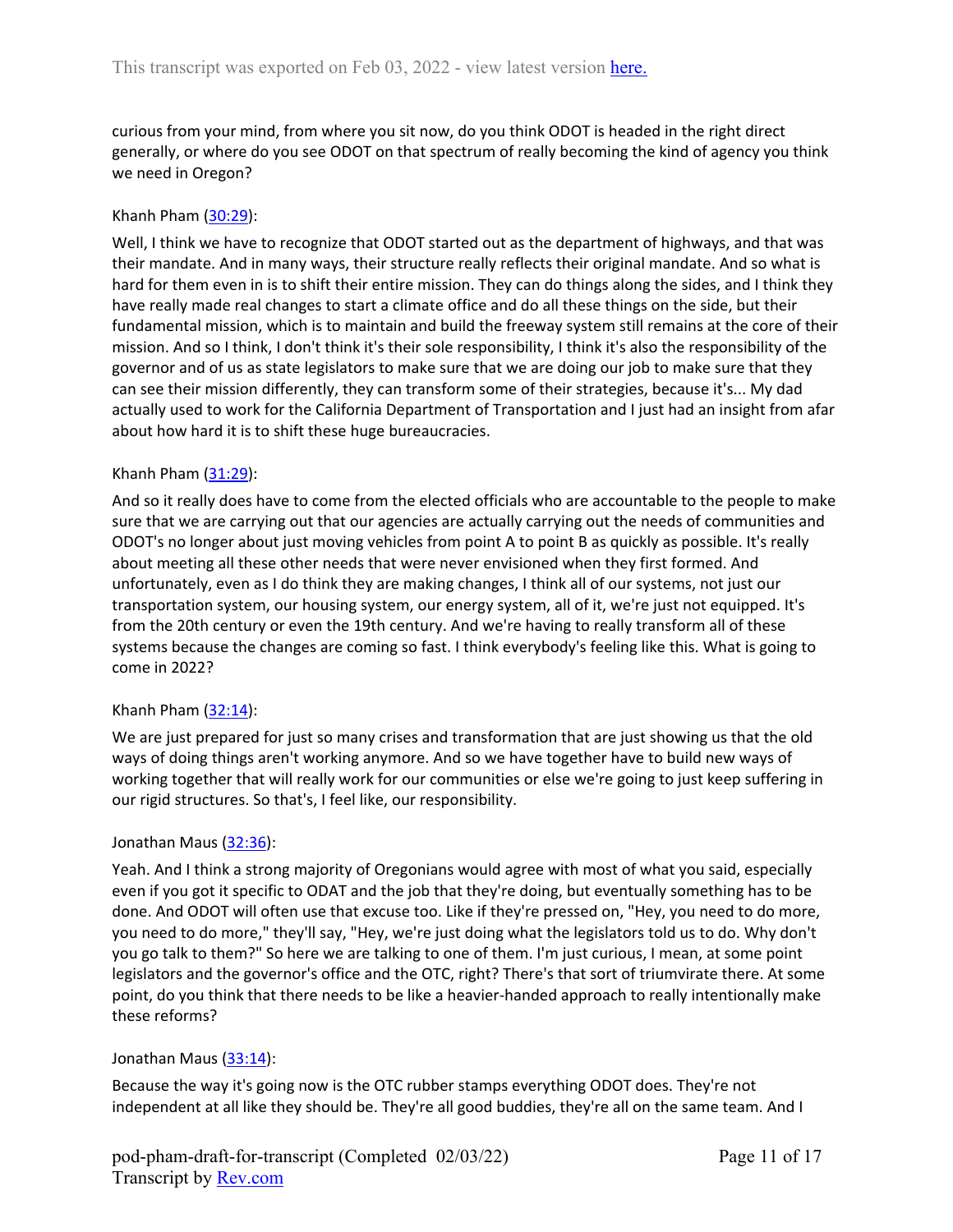curious from your mind, from where you sit now, do you think ODOT is headed in the right direct generally, or where do you see ODOT on that spectrum of really becoming the kind of agency you think we need in Oregon?

Khanh Pham ([30:29](#)):

Well, I think we have to recognize that ODOT started out as the department of highways, and that was their mandate. And in many ways, their structure really reflects their original mandate. And so what is hard for them even in is to shift their entire mission. They can do things along the sides, and I think they have really made real changes to start a climate office and do all these things on the side, but their fundamental mission, which is to maintain and build the freeway system still remains at the core of their mission. And so I think, I don't think it's their sole responsibility, I think it's also the responsibility of the governor and of us as state legislators to make sure that we are doing our job to make sure that they can see their mission differently, they can transform some of their strategies, because it's... My dad actually used to work for the California Department of Transportation and I just had an insight from afar about how hard it is to shift these huge bureaucracies.

Khanh Pham ([31:29](#)):

And so it really does have to come from the elected officials who are accountable to the people to make sure that we are carrying out that our agencies are actually carrying out the needs of communities and ODOT's no longer about just moving vehicles from point A to point B as quickly as possible. It's really about meeting all these other needs that were never envisioned when they first formed. And unfortunately, even as I do think they are making changes, I think all of our systems, not just our transportation system, our housing system, our energy system, all of it, we're just not equipped. It's from the 20th century or even the 19th century. And we're having to really transform all of these systems because the changes are coming so fast. I think everybody's feeling like this. What is going to come in 2022?

Khanh Pham ([32:14](#)):

We are just prepared for just so many crises and transformation that are just showing us that the old ways of doing things aren't working anymore. And so we have together have to build new ways of working together that will really work for our communities or else we're going to just keep suffering in our rigid structures. So that's, I feel like, our responsibility.

Jonathan Maus ([32:36](#)):

Yeah. And I think a strong majority of Oregonians would agree with most of what you said, especially even if you got it specific to ODAT and the job that they're doing, but eventually something has to be done. And ODOT will often use that excuse too. Like if they're pressed on, "Hey, you need to do more, you need to do more," they'll say, "Hey, we're just doing what the legislators told us to do. Why don't you go talk to them?" So here we are talking to one of them. I'm just curious, I mean, at some point legislators and the governor's office and the OTC, right? There's that sort of triumvirate there. At some point, do you think that there needs to be like a heavier-handed approach to really intentionally make these reforms?

Jonathan Maus ([33:14](#)):

Because the way it's going now is the OTC rubber stamps everything ODOT does. They're not independent at all like they should be. They're all good buddies, they're all on the same team. And I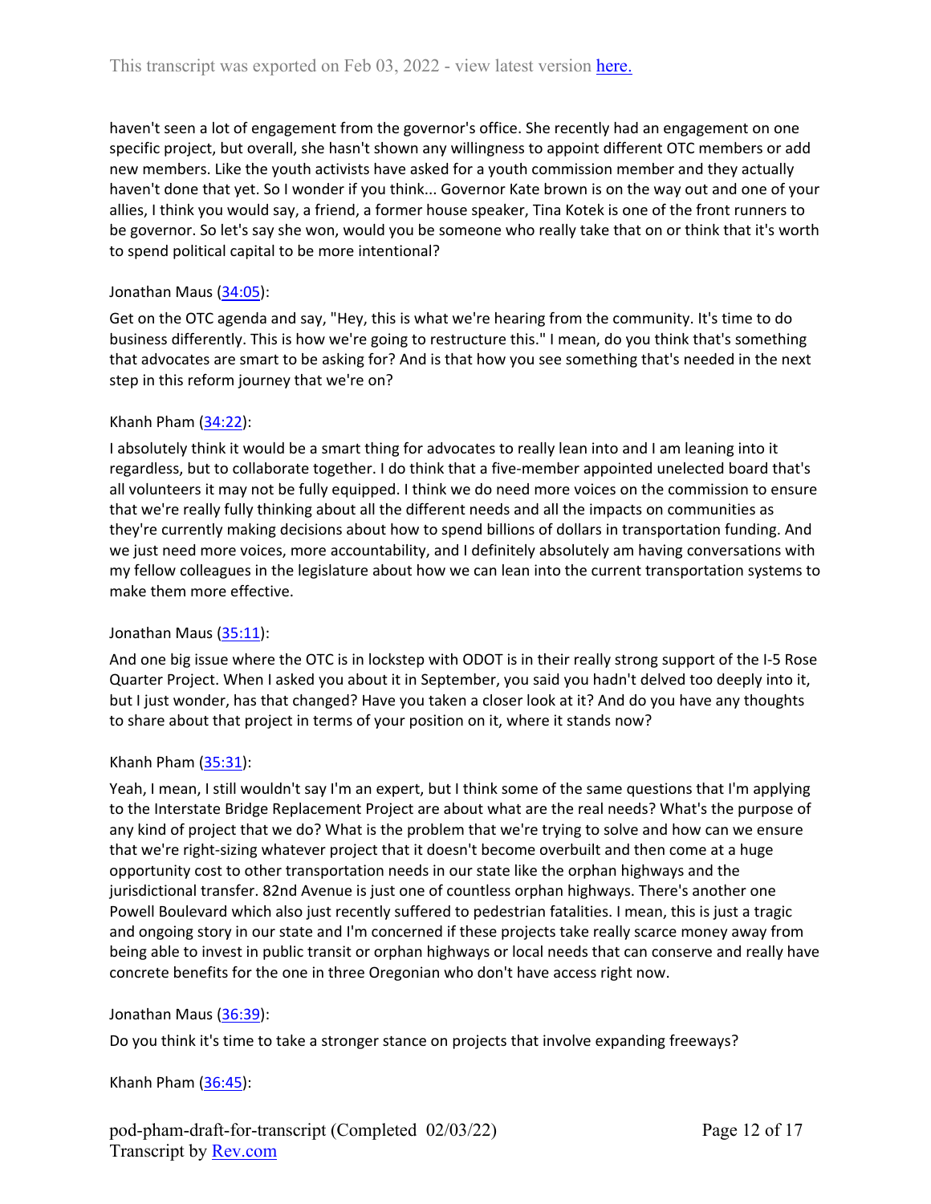haven't seen a lot of engagement from the governor's office. She recently had an engagement on one specific project, but overall, she hasn't shown any willingness to appoint different OTC members or add new members. Like the youth activists have asked for a youth commission member and they actually haven't done that yet. So I wonder if you think... Governor Kate brown is on the way out and one of your allies, I think you would say, a friend, a former house speaker, Tina Kotek is one of the front runners to be governor. So let's say she won, would you be someone who really take that on or think that it's worth to spend political capital to be more intentional?

Jonathan Maus (34:05):

Get on the OTC agenda and say, "Hey, this is what we're hearing from the community. It's time to do business differently. This is how we're going to restructure this." I mean, do you think that's something that advocates are smart to be asking for? And is that how you see something that's needed in the next step in this reform journey that we're on?

Khanh Pham (34:22):

I absolutely think it would be a smart thing for advocates to really lean into and I am leaning into it regardless, but to collaborate together. I do think that a five-member appointed unelected board that's all volunteers it may not be fully equipped. I think we do need more voices on the commission to ensure that we're really fully thinking about all the different needs and all the impacts on communities as they're currently making decisions about how to spend billions of dollars in transportation funding. And we just need more voices, more accountability, and I definitely absolutely am having conversations with my fellow colleagues in the legislature about how we can lean into the current transportation systems to make them more effective.

Jonathan Maus (35:11):

And one big issue where the OTC is in lockstep with ODOT is in their really strong support of the I-5 Rose Quarter Project. When I asked you about it in September, you said you hadn't delved too deeply into it, but I just wonder, has that changed? Have you taken a closer look at it? And do you have any thoughts to share about that project in terms of your position on it, where it stands now?

Khanh Pham (35:31):

Yeah, I mean, I still wouldn't say I'm an expert, but I think some of the same questions that I'm applying to the Interstate Bridge Replacement Project are about what are the real needs? What's the purpose of any kind of project that we do? What is the problem that we're trying to solve and how can we ensure that we're right-sizing whatever project that it doesn't become overbuilt and then come at a huge opportunity cost to other transportation needs in our state like the orphan highways and the jurisdictional transfer. 82nd Avenue is just one of countless orphan highways. There's another one Powell Boulevard which also just recently suffered to pedestrian fatalities. I mean, this is just a tragic and ongoing story in our state and I'm concerned if these projects take really scarce money away from being able to invest in public transit or orphan highways or local needs that can conserve and really have concrete benefits for the one in three Oregonian who don't have access right now.

Jonathan Maus (36:39):

Do you think it's time to take a stronger stance on projects that involve expanding freeways?

Khanh Pham (36:45):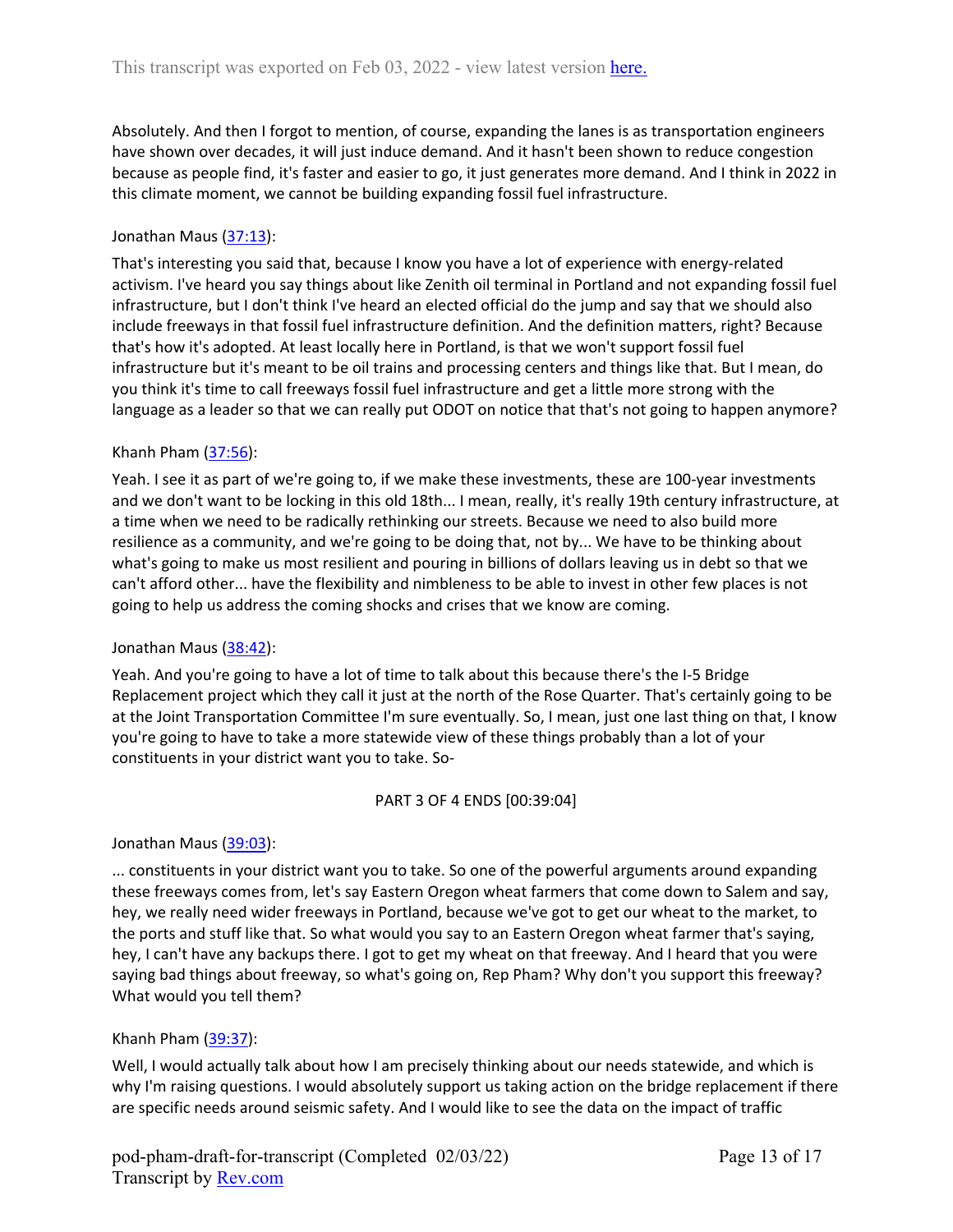Absolutely. And then I forgot to mention, of course, expanding the lanes is as transportation engineers have shown over decades, it will just induce demand. And it hasn't been shown to reduce congestion because as people find, it's faster and easier to go, it just generates more demand. And I think in 2022 in this climate moment, we cannot be building expanding fossil fuel infrastructure.

Jonathan Maus ([37:13](#)):

That's interesting you said that, because I know you have a lot of experience with energy-related activism. I've heard you say things about like Zenith oil terminal in Portland and not expanding fossil fuel infrastructure, but I don't think I've heard an elected official do the jump and say that we should also include freeways in that fossil fuel infrastructure definition. And the definition matters, right? Because that's how it's adopted. At least locally here in Portland, is that we won't support fossil fuel infrastructure but it's meant to be oil trains and processing centers and things like that. But I mean, do you think it's time to call freeways fossil fuel infrastructure and get a little more strong with the language as a leader so that we can really put ODOT on notice that that's not going to happen anymore?

Khanh Pham ([37:56](#)):

Yeah. I see it as part of we're going to, if we make these investments, these are 100-year investments and we don't want to be locking in this old 18th... I mean, really, it's really 19th century infrastructure, at a time when we need to be radically rethinking our streets. Because we need to also build more resilience as a community, and we're going to be doing that, not by... We have to be thinking about what's going to make us most resilient and pouring in billions of dollars leaving us in debt so that we can't afford other... have the flexibility and nimbleness to be able to invest in other few places is not going to help us address the coming shocks and crises that we know are coming.

Jonathan Maus ([38:42](#)):

Yeah. And you're going to have a lot of time to talk about this because there's the I-5 Bridge Replacement project which they call it just at the north of the Rose Quarter. That's certainly going to be at the Joint Transportation Committee I'm sure eventually. So, I mean, just one last thing on that, I know you're going to have to take a more statewide view of these things probably than a lot of your constituents in your district want you to take. So-

PART 3 OF 4 ENDS [00:39:04]

Jonathan Maus ([39:03](#)):

... constituents in your district want you to take. So one of the powerful arguments around expanding these freeways comes from, let's say Eastern Oregon wheat farmers that come down to Salem and say, hey, we really need wider freeways in Portland, because we've got to get our wheat to the market, to the ports and stuff like that. So what would you say to an Eastern Oregon wheat farmer that's saying, hey, I can't have any backups there. I got to get my wheat on that freeway. And I heard that you were saying bad things about freeway, so what's going on, Rep Pham? Why don't you support this freeway? What would you tell them?

Khanh Pham ([39:37](#)):

Well, I would actually talk about how I am precisely thinking about our needs statewide, and which is why I'm raising questions. I would absolutely support us taking action on the bridge replacement if there are specific needs around seismic safety. And I would like to see the data on the impact of traffic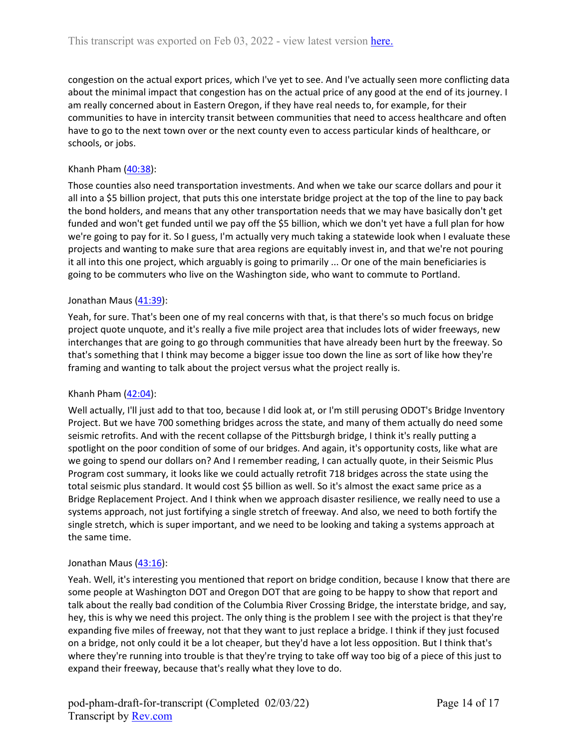congestion on the actual export prices, which I've yet to see. And I've actually seen more conflicting data about the minimal impact that congestion has on the actual price of any good at the end of its journey. I am really concerned about in Eastern Oregon, if they have real needs to, for example, for their communities to have in intercity transit between communities that need to access healthcare and often have to go to the next town over or the next county even to access particular kinds of healthcare, or schools, or jobs.

Khanh Pham ([40:38](#)):

Those counties also need transportation investments. And when we take our scarce dollars and pour it all into a $5 billion project, that puts this one interstate bridge project at the top of the line to pay back the bond holders, and means that any other transportation needs that we may have basically don't get funded and won't get funded until we pay off the $5 billion, which we don't yet have a full plan for how we're going to pay for it. So I guess, I'm actually very much taking a statewide look when I evaluate these projects and wanting to make sure that area regions are equitably invest in, and that we're not pouring it all into this one project, which arguably is going to primarily ... Or one of the main beneficiaries is going to be commuters who live on the Washington side, who want to commute to Portland.

Jonathan Maus ([41:39](#)):

Yeah, for sure. That's been one of my real concerns with that, is that there's so much focus on bridge project quote unquote, and it's really a five mile project area that includes lots of wider freeways, new interchanges that are going to go through communities that have already been hurt by the freeway. So that's something that I think may become a bigger issue too down the line as sort of like how they're framing and wanting to talk about the project versus what the project really is.

Khanh Pham ([42:04](#)):

Well actually, I'll just add to that too, because I did look at, or I'm still perusing ODOT's Bridge Inventory Project. But we have 700 something bridges across the state, and many of them actually do need some seismic retrofits. And with the recent collapse of the Pittsburgh bridge, I think it's really putting a spotlight on the poor condition of some of our bridges. And again, it's opportunity costs, like what are we going to spend our dollars on? And I remember reading, I can actually quote, in their Seismic Plus Program cost summary, it looks like we could actually retrofit 718 bridges across the state using the total seismic plus standard. It would cost $5 billion as well. So it's almost the exact same price as a Bridge Replacement Project. And I think when we approach disaster resilience, we really need to use a systems approach, not just fortifying a single stretch of freeway. And also, we need to both fortify the single stretch, which is super important, and we need to be looking and taking a systems approach at the same time.

Jonathan Maus ([43:16](#)):

Yeah. Well, it's interesting you mentioned that report on bridge condition, because I know that there are some people at Washington DOT and Oregon DOT that are going to be happy to show that report and talk about the really bad condition of the Columbia River Crossing Bridge, the interstate bridge, and say, hey, this is why we need this project. The only thing is the problem I see with the project is that they're expanding five miles of freeway, not that they want to just replace a bridge. I think if they just focused on a bridge, not only could it be a lot cheaper, but they'd have a lot less opposition. But I think that's where they're running into trouble is that they're trying to take off way too big of a piece of this just to expand their freeway, because that's really what they love to do.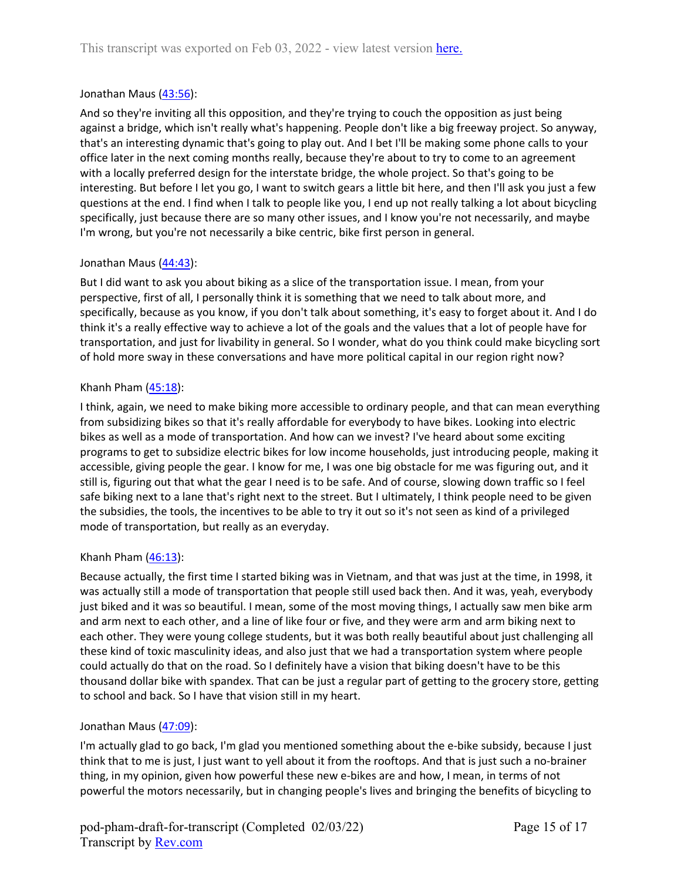Jonathan Maus ([43:56](#)):

And so they're inviting all this opposition, and they're trying to couch the opposition as just being against a bridge, which isn't really what's happening. People don't like a big freeway project. So anyway, that's an interesting dynamic that's going to play out. And I bet I'll be making some phone calls to your office later in the next coming months really, because they're about to try to come to an agreement with a locally preferred design for the interstate bridge, the whole project. So that's going to be interesting. But before I let you go, I want to switch gears a little bit here, and then I'll ask you just a few questions at the end. I find when I talk to people like you, I end up not really talking a lot about bicycling specifically, just because there are so many other issues, and I know you're not necessarily, and maybe I'm wrong, but you're not necessarily a bike centric, bike first person in general.

Jonathan Maus ([44:43](#)):

But I did want to ask you about biking as a slice of the transportation issue. I mean, from your perspective, first of all, I personally think it is something that we need to talk about more, and specifically, because as you know, if you don't talk about something, it's easy to forget about it. And I do think it's a really effective way to achieve a lot of the goals and the values that a lot of people have for transportation, and just for livability in general. So I wonder, what do you think could make bicycling sort of hold more sway in these conversations and have more political capital in our region right now?

Khanh Pham ([45:18](#)):

I think, again, we need to make biking more accessible to ordinary people, and that can mean everything from subsidizing bikes so that it's really affordable for everybody to have bikes. Looking into electric bikes as well as a mode of transportation. And how can we invest? I've heard about some exciting programs to get to subsidize electric bikes for low income households, just introducing people, making it accessible, giving people the gear. I know for me, I was one big obstacle for me was figuring out, and it still is, figuring out that what the gear I need is to be safe. And of course, slowing down traffic so I feel safe biking next to a lane that's right next to the street. But I ultimately, I think people need to be given the subsidies, the tools, the incentives to be able to try it out so it's not seen as kind of a privileged mode of transportation, but really as an everyday.

Khanh Pham ([46:13](#)):

Because actually, the first time I started biking was in Vietnam, and that was just at the time, in 1998, it was actually still a mode of transportation that people still used back then. And it was, yeah, everybody just biked and it was so beautiful. I mean, some of the most moving things, I actually saw men bike arm and arm next to each other, and a line of like four or five, and they were arm and arm biking next to each other. They were young college students, but it was both really beautiful about just challenging all these kind of toxic masculinity ideas, and also just that we had a transportation system where people could actually do that on the road. So I definitely have a vision that biking doesn't have to be this thousand dollar bike with spandex. That can be just a regular part of getting to the grocery store, getting to school and back. So I have that vision still in my heart.

Jonathan Maus ([47:09](#)):

I'm actually glad to go back, I'm glad you mentioned something about the e-bike subsidy, because I just think that to me is just, I just want to yell about it from the rooftops. And that is just such a no-brainer thing, in my opinion, given how powerful these new e-bikes are and how, I mean, in terms of not powerful the motors necessarily, but in changing people's lives and bringing the benefits of bicycling to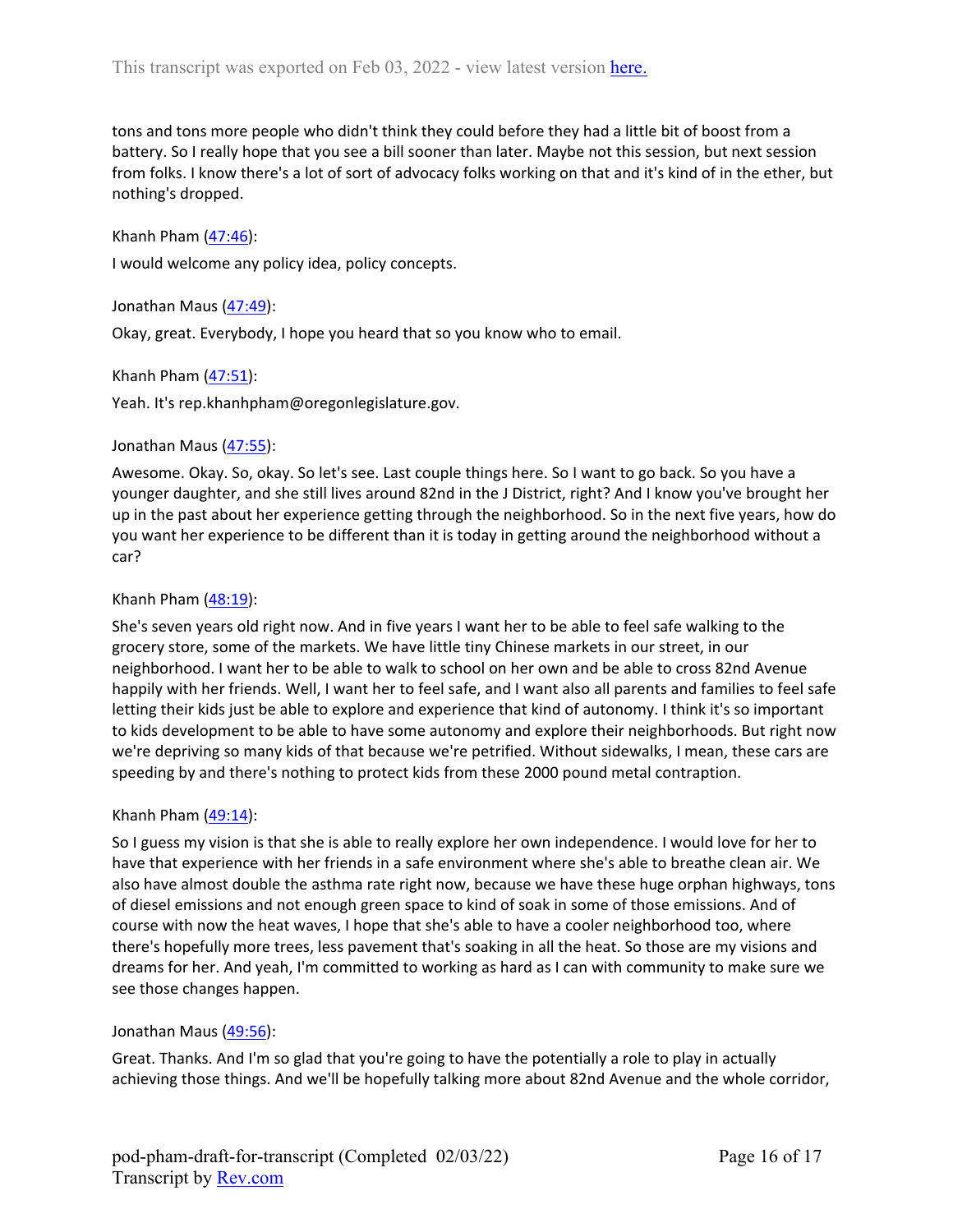tons and tons more people who didn't think they could before they had a little bit of boost from a battery. So I really hope that you see a bill sooner than later. Maybe not this session, but next session from folks. I know there's a lot of sort of advocacy folks working on that and it's kind of in the ether, but nothing's dropped.

Khanh Pham (47:46):

I would welcome any policy idea, policy concepts.

Jonathan Maus (47:49):

Okay, great. Everybody, I hope you heard that so you know who to email.

Khanh Pham (47:51):

Yeah. It's rep.khanhpham@oregonlegislature.gov.

Jonathan Maus (47:55):

Awesome. Okay. So, okay. So let's see. Last couple things here. So I want to go back. So you have a younger daughter, and she still lives around 82nd in the J District, right? And I know you've brought her up in the past about her experience getting through the neighborhood. So in the next five years, how do you want her experience to be different than it is today in getting around the neighborhood without a car?

Khanh Pham (48:19):

She's seven years old right now. And in five years I want her to be able to feel safe walking to the grocery store, some of the markets. We have little tiny Chinese markets in our street, in our neighborhood. I want her to be able to walk to school on her own and be able to cross 82nd Avenue happily with her friends. Well, I want her to feel safe, and I want also all parents and families to feel safe letting their kids just be able to explore and experience that kind of autonomy. I think it's so important to kids development to be able to have some autonomy and explore their neighborhoods. But right now we're depriving so many kids of that because we're petrified. Without sidewalks, I mean, these cars are speeding by and there's nothing to protect kids from these 2000 pound metal contraption.

Khanh Pham (49:14):

So I guess my vision is that she is able to really explore her own independence. I would love for her to have that experience with her friends in a safe environment where she's able to breathe clean air. We also have almost double the asthma rate right now, because we have these huge orphan highways, tons of diesel emissions and not enough green space to kind of soak in some of those emissions. And of course with now the heat waves, I hope that she's able to have a cooler neighborhood too, where there's hopefully more trees, less pavement that's soaking in all the heat. So those are my visions and dreams for her. And yeah, I'm committed to working as hard as I can with community to make sure we see those changes happen.

Jonathan Maus (49:56):

Great. Thanks. And I'm so glad that you're going to have the potentially a role to play in actually achieving those things. And we'll be hopefully talking more about 82nd Avenue and the whole corridor,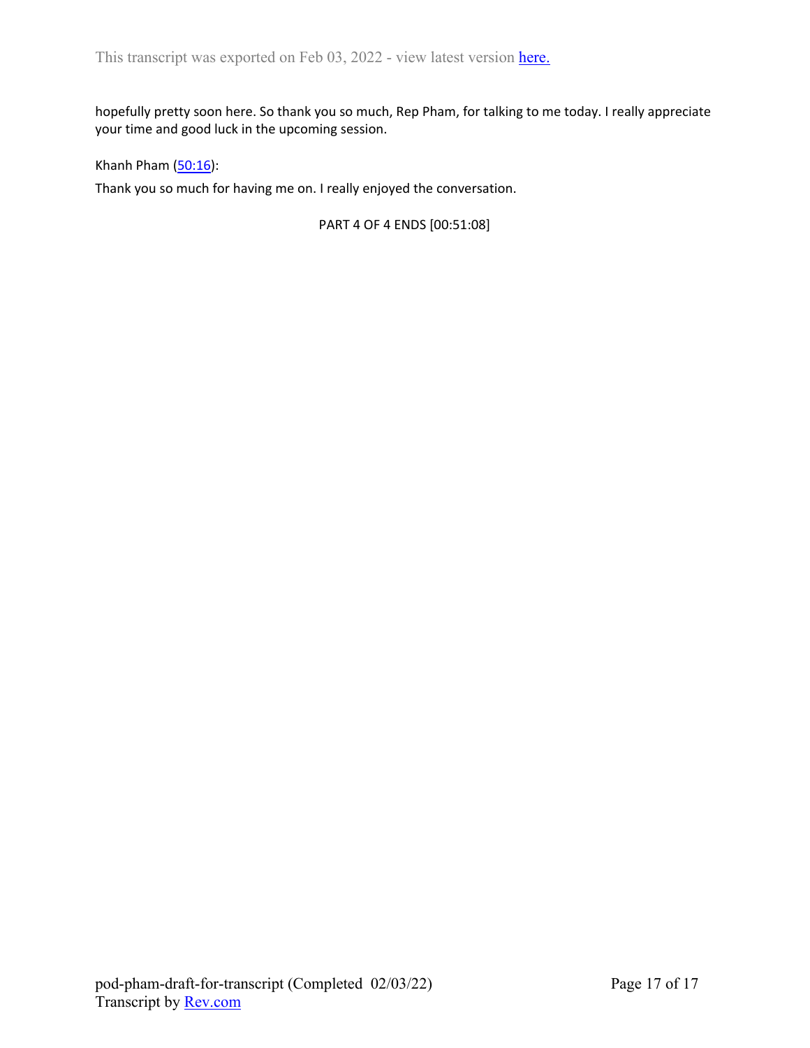hopefully pretty soon here. So thank you so much, Rep Pham, for talking to me today. I really appreciate your time and good luck in the upcoming session.

Khanh Pham (50:16):

Thank you so much for having me on. I really enjoyed the conversation.

PART 4 OF 4 ENDS [00:51:08]